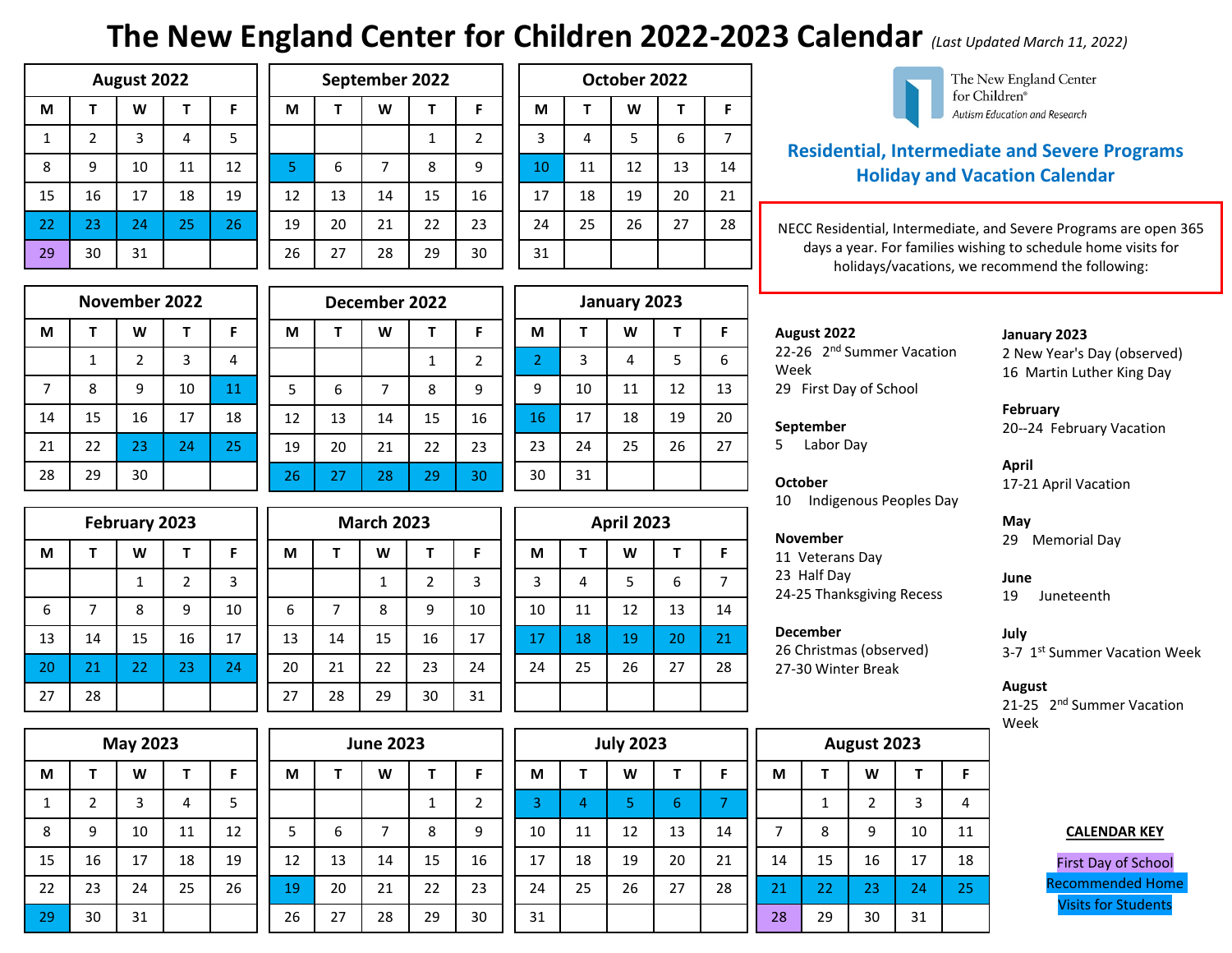# The New England Center for Children 2022-2023 Calendar

*(Last Updated March 11, 2022)*

The New England Center for Children®
*Autism Education and Research*

## Residential, Intermediate and Severe Programs Holiday and Vacation Calendar

NECC Residential, Intermediate, and Severe Programs are open 365 days a year. For families wishing to schedule home visits for holidays/vacations, we recommend the following:

### August 2022

| M | T | W | T | F |
|---|---|---|---|---|
| 1 | 2 | 3 | 4 | 5 |
| 8 | 9 | 10 | 11 | 12 |
| 15 | 16 | 17 | 18 | 19 |
| 22 | 23 | 24 | 25 | 26 |
| 29 | 30 | 31 | | |

### September 2022

| M | T | W | T | F |
|---|---|---|---|---|
| | | | 1 | 2 |
| 5 | 6 | 7 | 8 | 9 |
| 12 | 13 | 14 | 15 | 16 |
| 19 | 20 | 21 | 22 | 23 |
| 26 | 27 | 28 | 29 | 30 |

### October 2022

| M | T | W | T | F |
|---|---|---|---|---|
| 3 | 4 | 5 | 6 | 7 |
| 10 | 11 | 12 | 13 | 14 |
| 17 | 18 | 19 | 20 | 21 |
| 24 | 25 | 26 | 27 | 28 |
| 31 | | | | |

### November 2022

| M | T | W | T | F |
|---|---|---|---|---|
| | 1 | 2 | 3 | 4 |
| 7 | 8 | 9 | 10 | 11 |
| 14 | 15 | 16 | 17 | 18 |
| 21 | 22 | 23 | 24 | 25 |
| 28 | 29 | 30 | | |

### December 2022

| M | T | W | T | F |
|---|---|---|---|---|
| | | | 1 | 2 |
| 5 | 6 | 7 | 8 | 9 |
| 12 | 13 | 14 | 15 | 16 |
| 19 | 20 | 21 | 22 | 23 |
| 26 | 27 | 28 | 29 | 30 |

### January 2023

| M | T | W | T | F |
|---|---|---|---|---|
| 2 | 3 | 4 | 5 | 6 |
| 9 | 10 | 11 | 12 | 13 |
| 16 | 17 | 18 | 19 | 20 |
| 23 | 24 | 25 | 26 | 27 |
| 30 | 31 | | | |

### February 2023

| M | T | W | T | F |
|---|---|---|---|---|
| | | 1 | 2 | 3 |
| 6 | 7 | 8 | 9 | 10 |
| 13 | 14 | 15 | 16 | 17 |
| 20 | 21 | 22 | 23 | 24 |
| 27 | 28 | | | |

### March 2023

| M | T | W | T | F |
|---|---|---|---|---|
| | | 1 | 2 | 3 |
| 6 | 7 | 8 | 9 | 10 |
| 13 | 14 | 15 | 16 | 17 |
| 20 | 21 | 22 | 23 | 24 |
| 27 | 28 | 29 | 30 | 31 |

### April 2023

| M | T | W | T | F |
|---|---|---|---|---|
| 3 | 4 | 5 | 6 | 7 |
| 10 | 11 | 12 | 13 | 14 |
| 17 | 18 | 19 | 20 | 21 |
| 24 | 25 | 26 | 27 | 28 |

### May 2023

| M | T | W | T | F |
|---|---|---|---|---|
| 1 | 2 | 3 | 4 | 5 |
| 8 | 9 | 10 | 11 | 12 |
| 15 | 16 | 17 | 18 | 19 |
| 22 | 23 | 24 | 25 | 26 |
| 29 | 30 | 31 | | |

### June 2023

| M | T | W | T | F |
|---|---|---|---|---|
| | | | 1 | 2 |
| 5 | 6 | 7 | 8 | 9 |
| 12 | 13 | 14 | 15 | 16 |
| 19 | 20 | 21 | 22 | 23 |
| 26 | 27 | 28 | 29 | 30 |

### July 2023

| M | T | W | T | F |
|---|---|---|---|---|
| 3 | 4 | 5 | 6 | 7 |
| 10 | 11 | 12 | 13 | 14 |
| 17 | 18 | 19 | 20 | 21 |
| 24 | 25 | 26 | 27 | 28 |
| 31 | | | | |

### August 2023

| M | T | W | T | F |
|---|---|---|---|---|
| | 1 | 2 | 3 | 4 |
| 7 | 8 | 9 | 10 | 11 |
| 14 | 15 | 16 | 17 | 18 |
| 21 | 22 | 23 | 24 | 25 |
| 28 | 29 | 30 | 31 | |

**August 2022**
22-26 2nd Summer Vacation Week
29 First Day of School

**September**
5 Labor Day

**October**
10 Indigenous Peoples Day

**November**
11 Veterans Day
23 Half Day
24-25 Thanksgiving Recess

**December**
26 Christmas (observed)
27-30 Winter Break

**January 2023**
2 New Year's Day (observed)
16 Martin Luther King Day

**February**
20--24 February Vacation

**April**
17-21 April Vacation

**May**
29 Memorial Day

**June**
19 Juneteenth

**July**
3-7 1st Summer Vacation Week

**August**
21-25 2nd Summer Vacation Week

**CALENDAR KEY**

First Day of School
Recommended Home Visits for Students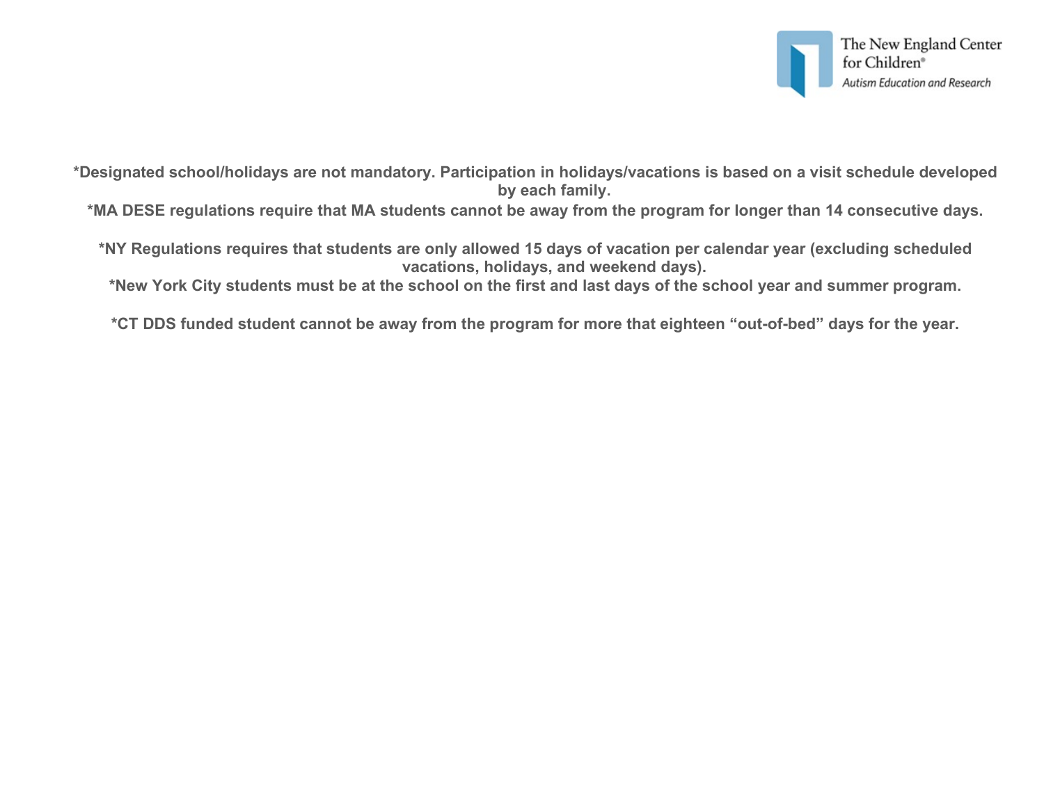**\*Designated school/holidays are not mandatory. Participation in holidays/vacations is based on a visit schedule developed by each family.**

**\*MA DESE regulations require that MA students cannot be away from the program for longer than 14 consecutive days.**

**\*NY Regulations requires that students are only allowed 15 days of vacation per calendar year (excluding scheduled vacations, holidays, and weekend days).**

**\*New York City students must be at the school on the first and last days of the school year and summer program.**

**\*CT DDS funded student cannot be away from the program for more that eighteen "out-of-bed" days for the year.**